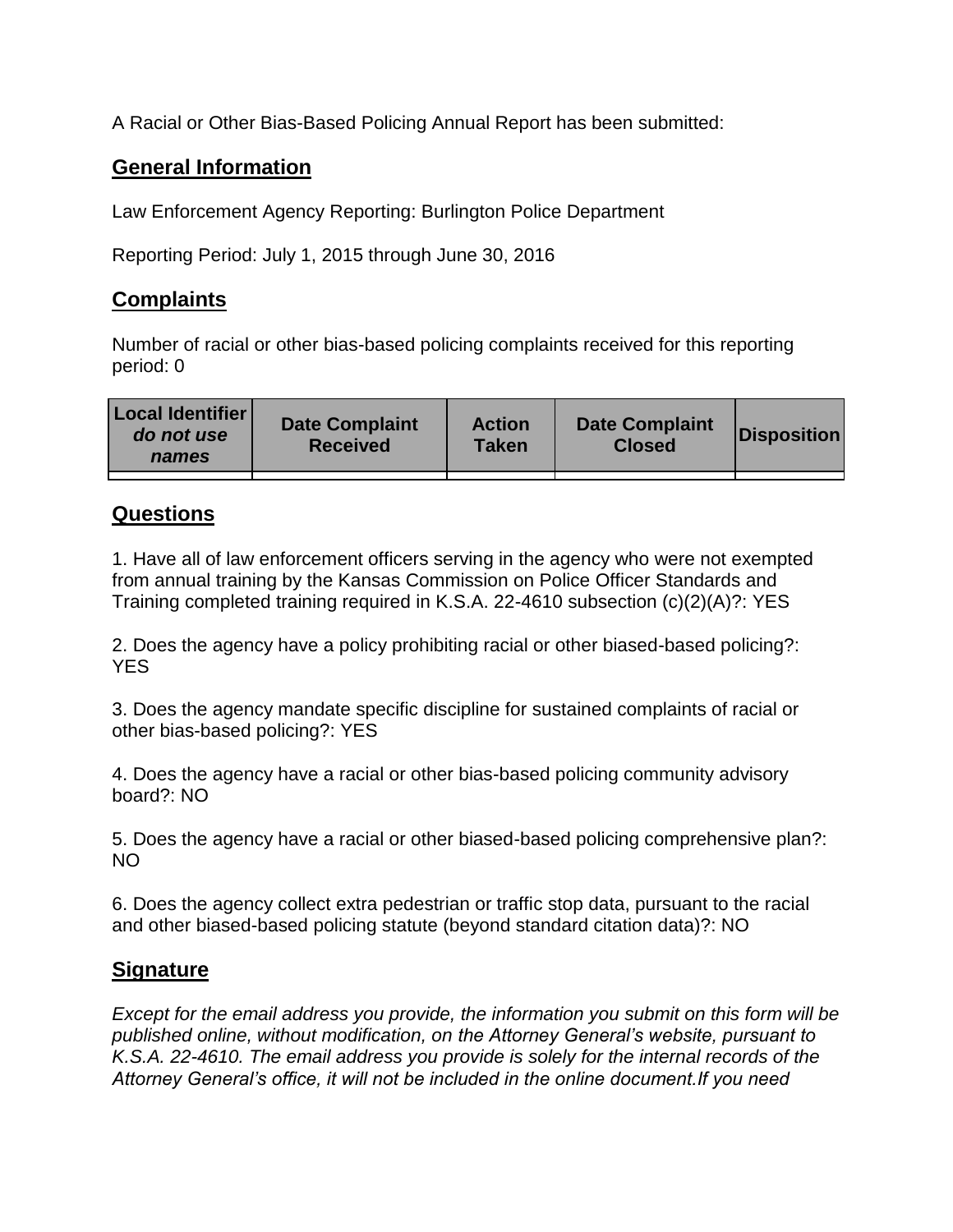A Racial or Other Bias-Based Policing Annual Report has been submitted:

## General Information

Law Enforcement Agency Reporting: Burlington Police Department

Reporting Period: July 1, 2015 through June 30, 2016

## Complaints

Number of racial or other bias-based policing complaints received for this reporting period: 0

| Local Identifier *do not use names* | Date Complaint Received | Action Taken | Date Complaint Closed | Disposition |
|---|---|---|---|---|
| | | | | |

## Questions

1. Have all of law enforcement officers serving in the agency who were not exempted from annual training by the Kansas Commission on Police Officer Standards and Training completed training required in K.S.A. 22-4610 subsection (c)(2)(A)?: YES

2. Does the agency have a policy prohibiting racial or other biased-based policing?: YES

3. Does the agency mandate specific discipline for sustained complaints of racial or other bias-based policing?: YES

4. Does the agency have a racial or other bias-based policing community advisory board?: NO

5. Does the agency have a racial or other biased-based policing comprehensive plan?: NO

6. Does the agency collect extra pedestrian or traffic stop data, pursuant to the racial and other biased-based policing statute (beyond standard citation data)?: NO

## Signature

*Except for the email address you provide, the information you submit on this form will be published online, without modification, on the Attorney General's website, pursuant to K.S.A. 22-4610. The email address you provide is solely for the internal records of the Attorney General's office, it will not be included in the online document.If you need*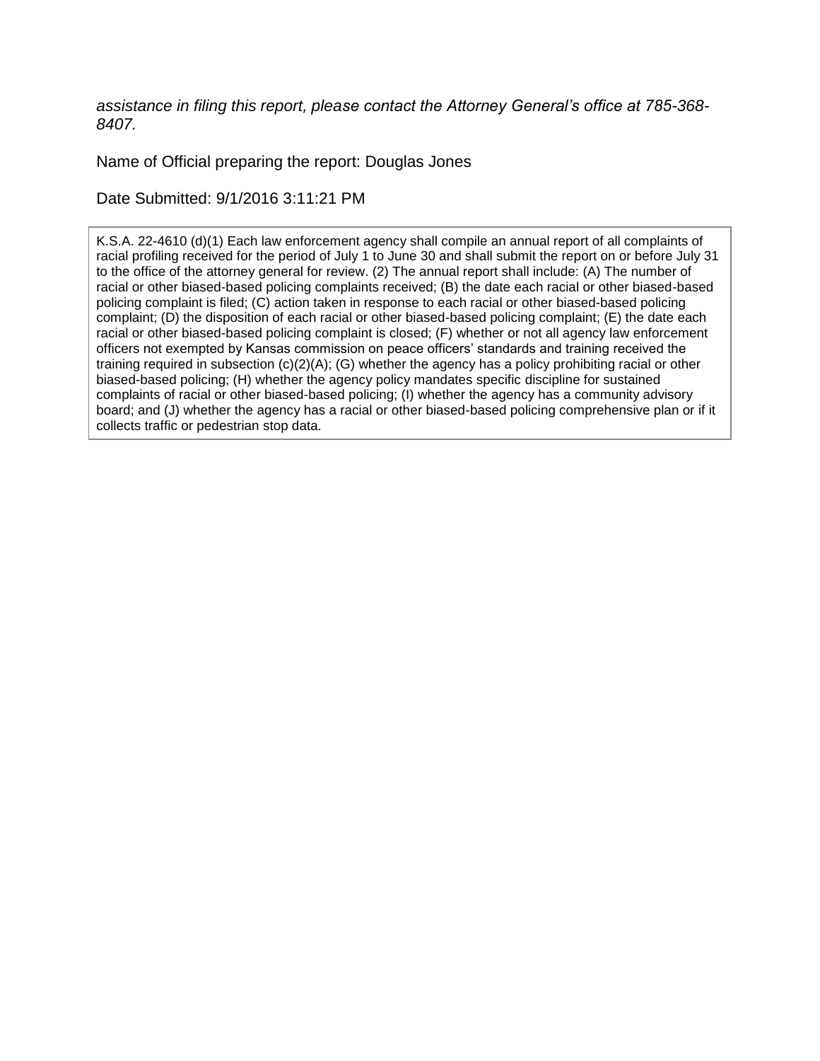*assistance in filing this report, please contact the Attorney General's office at 785-368-8407.*

Name of Official preparing the report: Douglas Jones

Date Submitted: 9/1/2016 3:11:21 PM

K.S.A. 22-4610 (d)(1) Each law enforcement agency shall compile an annual report of all complaints of racial profiling received for the period of July 1 to June 30 and shall submit the report on or before July 31 to the office of the attorney general for review. (2) The annual report shall include: (A) The number of racial or other biased-based policing complaints received; (B) the date each racial or other biased-based policing complaint is filed; (C) action taken in response to each racial or other biased-based policing complaint; (D) the disposition of each racial or other biased-based policing complaint; (E) the date each racial or other biased-based policing complaint is closed; (F) whether or not all agency law enforcement officers not exempted by Kansas commission on peace officers' standards and training received the training required in subsection (c)(2)(A); (G) whether the agency has a policy prohibiting racial or other biased-based policing; (H) whether the agency policy mandates specific discipline for sustained complaints of racial or other biased-based policing; (I) whether the agency has a community advisory board; and (J) whether the agency has a racial or other biased-based policing comprehensive plan or if it collects traffic or pedestrian stop data.